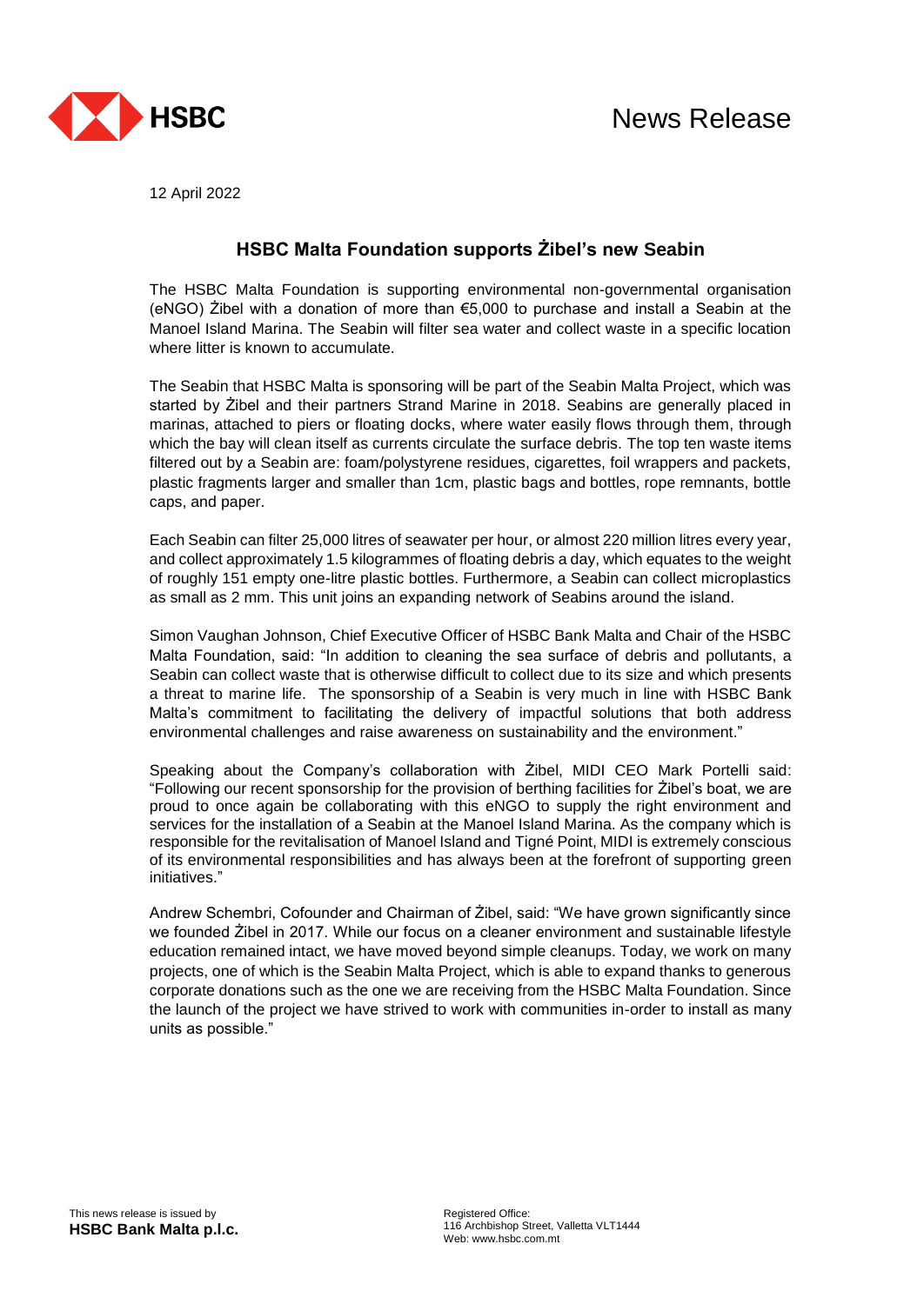News Release

12 April 2022

## HSBC Malta Foundation supports Żibel's new Seabin

The HSBC Malta Foundation is supporting environmental non-governmental organisation (eNGO) Żibel with a donation of more than €5,000 to purchase and install a Seabin at the Manoel Island Marina. The Seabin will filter sea water and collect waste in a specific location where litter is known to accumulate.

The Seabin that HSBC Malta is sponsoring will be part of the Seabin Malta Project, which was started by Żibel and their partners Strand Marine in 2018. Seabins are generally placed in marinas, attached to piers or floating docks, where water easily flows through them, through which the bay will clean itself as currents circulate the surface debris. The top ten waste items filtered out by a Seabin are: foam/polystyrene residues, cigarettes, foil wrappers and packets, plastic fragments larger and smaller than 1cm, plastic bags and bottles, rope remnants, bottle caps, and paper.

Each Seabin can filter 25,000 litres of seawater per hour, or almost 220 million litres every year, and collect approximately 1.5 kilogrammes of floating debris a day, which equates to the weight of roughly 151 empty one-litre plastic bottles. Furthermore, a Seabin can collect microplastics as small as 2 mm. This unit joins an expanding network of Seabins around the island.

Simon Vaughan Johnson, Chief Executive Officer of HSBC Bank Malta and Chair of the HSBC Malta Foundation, said: "In addition to cleaning the sea surface of debris and pollutants, a Seabin can collect waste that is otherwise difficult to collect due to its size and which presents a threat to marine life. The sponsorship of a Seabin is very much in line with HSBC Bank Malta's commitment to facilitating the delivery of impactful solutions that both address environmental challenges and raise awareness on sustainability and the environment."

Speaking about the Company's collaboration with Żibel, MIDI CEO Mark Portelli said: "Following our recent sponsorship for the provision of berthing facilities for Żibel's boat, we are proud to once again be collaborating with this eNGO to supply the right environment and services for the installation of a Seabin at the Manoel Island Marina. As the company which is responsible for the revitalisation of Manoel Island and Tigné Point, MIDI is extremely conscious of its environmental responsibilities and has always been at the forefront of supporting green initiatives."

Andrew Schembri, Cofounder and Chairman of Żibel, said: "We have grown significantly since we founded Żibel in 2017. While our focus on a cleaner environment and sustainable lifestyle education remained intact, we have moved beyond simple cleanups. Today, we work on many projects, one of which is the Seabin Malta Project, which is able to expand thanks to generous corporate donations such as the one we are receiving from the HSBC Malta Foundation. Since the launch of the project we have strived to work with communities in-order to install as many units as possible."

This news release is issued by
**HSBC Bank Malta p.l.c.**

Registered Office:
116 Archbishop Street, Valletta VLT1444
Web: www.hsbc.com.mt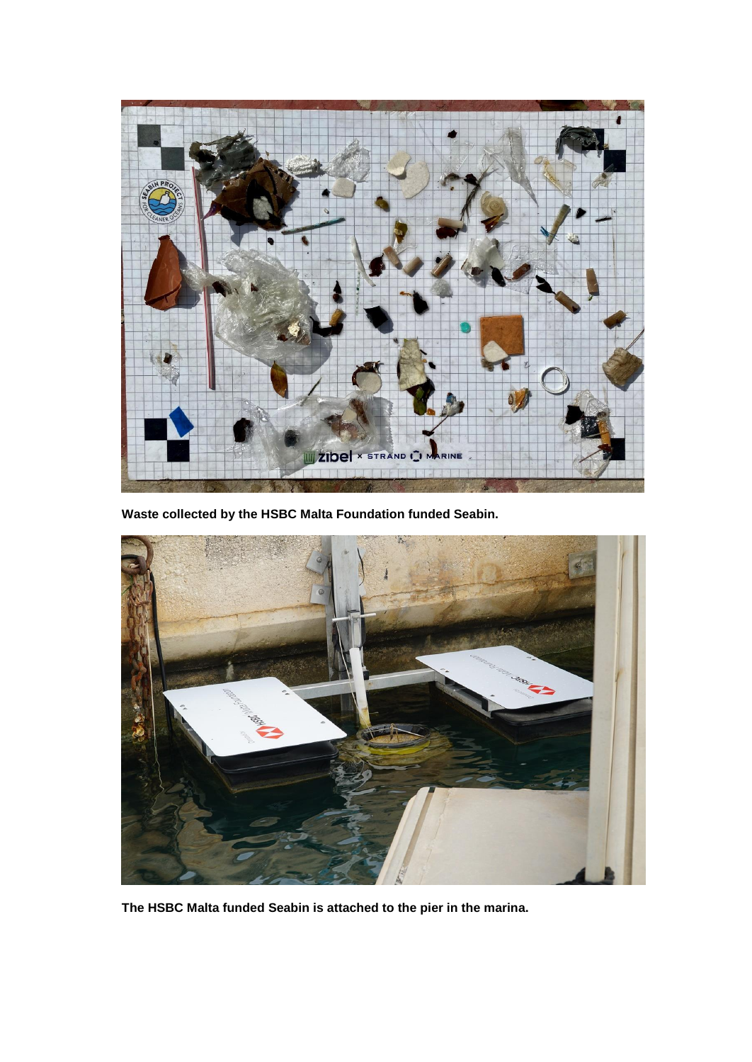**Waste collected by the HSBC Malta Foundation funded Seabin.**

**The HSBC Malta funded Seabin is attached to the pier in the marina.**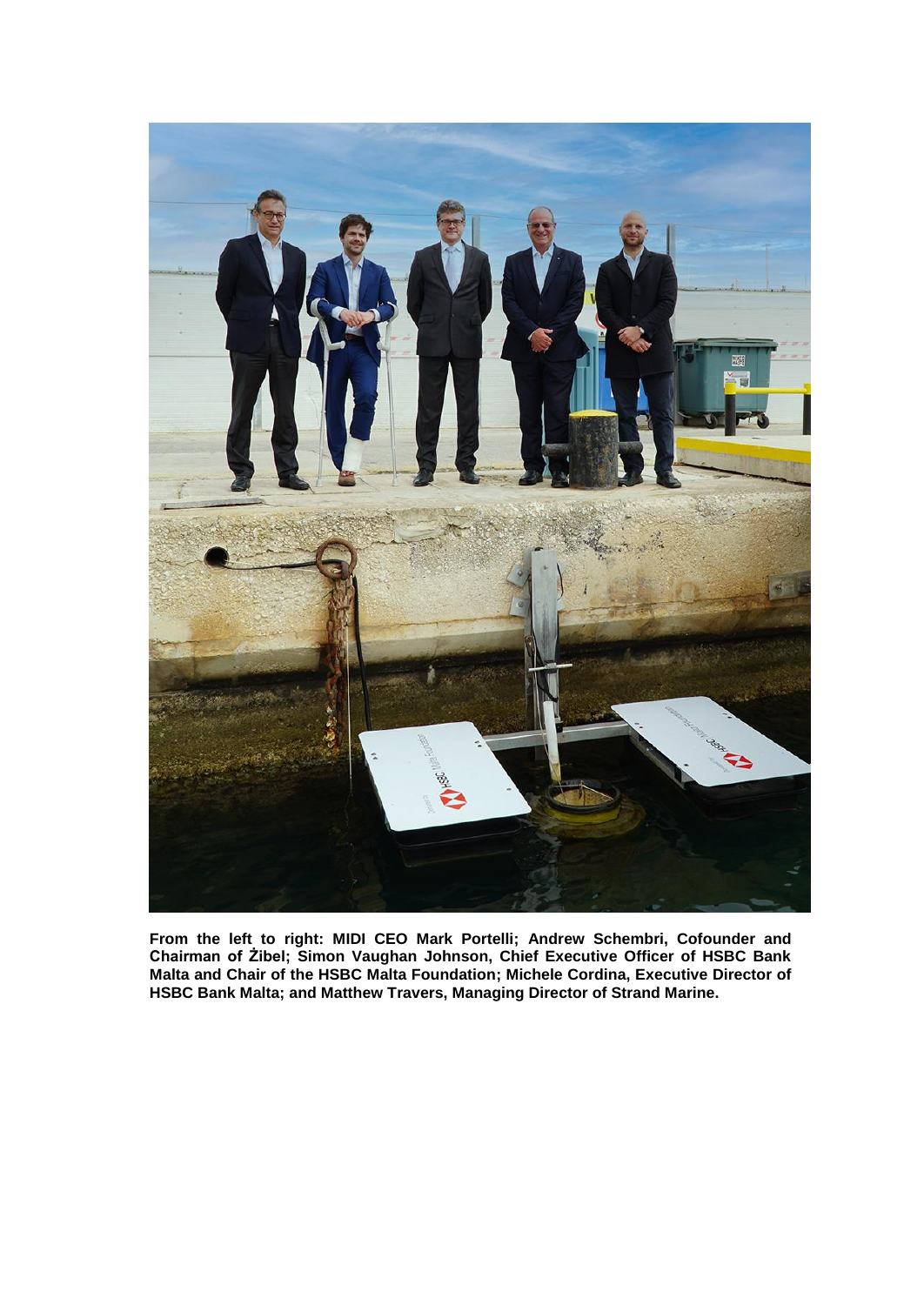**From the left to right: MIDI CEO Mark Portelli; Andrew Schembri, Cofounder and Chairman of Żibel; Simon Vaughan Johnson, Chief Executive Officer of HSBC Bank Malta and Chair of the HSBC Malta Foundation; Michele Cordina, Executive Director of HSBC Bank Malta; and Matthew Travers, Managing Director of Strand Marine.**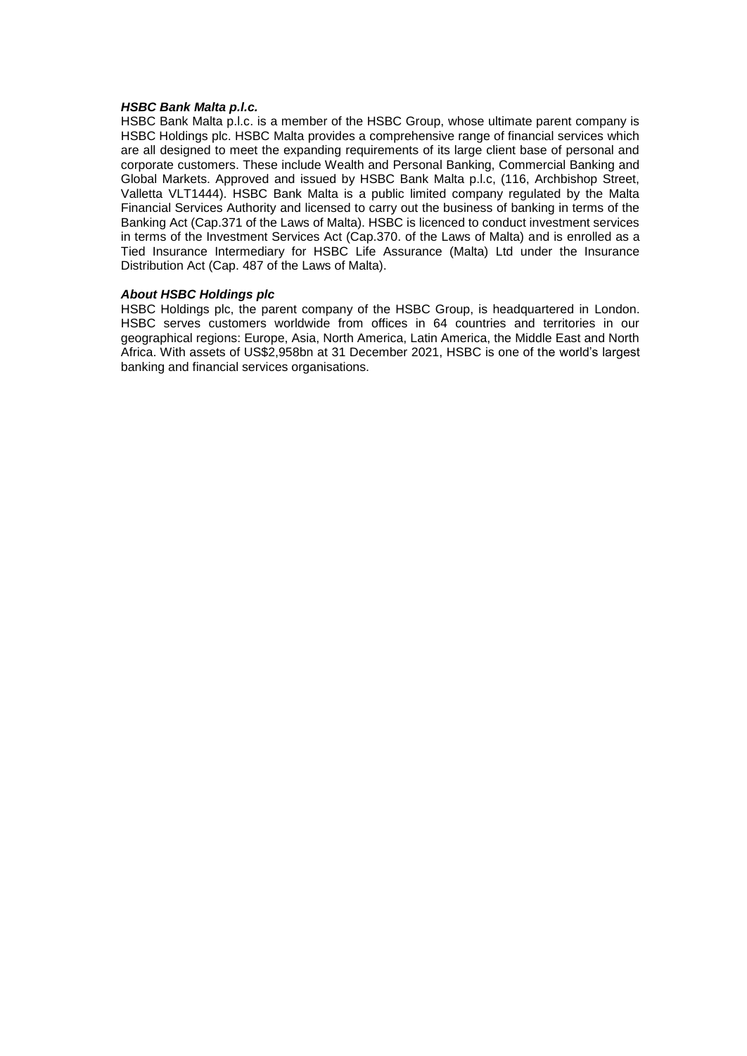***HSBC Bank Malta p.l.c.***

HSBC Bank Malta p.l.c. is a member of the HSBC Group, whose ultimate parent company is HSBC Holdings plc. HSBC Malta provides a comprehensive range of financial services which are all designed to meet the expanding requirements of its large client base of personal and corporate customers. These include Wealth and Personal Banking, Commercial Banking and Global Markets. Approved and issued by HSBC Bank Malta p.l.c, (116, Archbishop Street, Valletta VLT1444). HSBC Bank Malta is a public limited company regulated by the Malta Financial Services Authority and licensed to carry out the business of banking in terms of the Banking Act (Cap.371 of the Laws of Malta). HSBC is licenced to conduct investment services in terms of the Investment Services Act (Cap.370. of the Laws of Malta) and is enrolled as a Tied Insurance Intermediary for HSBC Life Assurance (Malta) Ltd under the Insurance Distribution Act (Cap. 487 of the Laws of Malta).

***About HSBC Holdings plc***

HSBC Holdings plc, the parent company of the HSBC Group, is headquartered in London. HSBC serves customers worldwide from offices in 64 countries and territories in our geographical regions: Europe, Asia, North America, Latin America, the Middle East and North Africa. With assets of US$2,958bn at 31 December 2021, HSBC is one of the world's largest banking and financial services organisations.